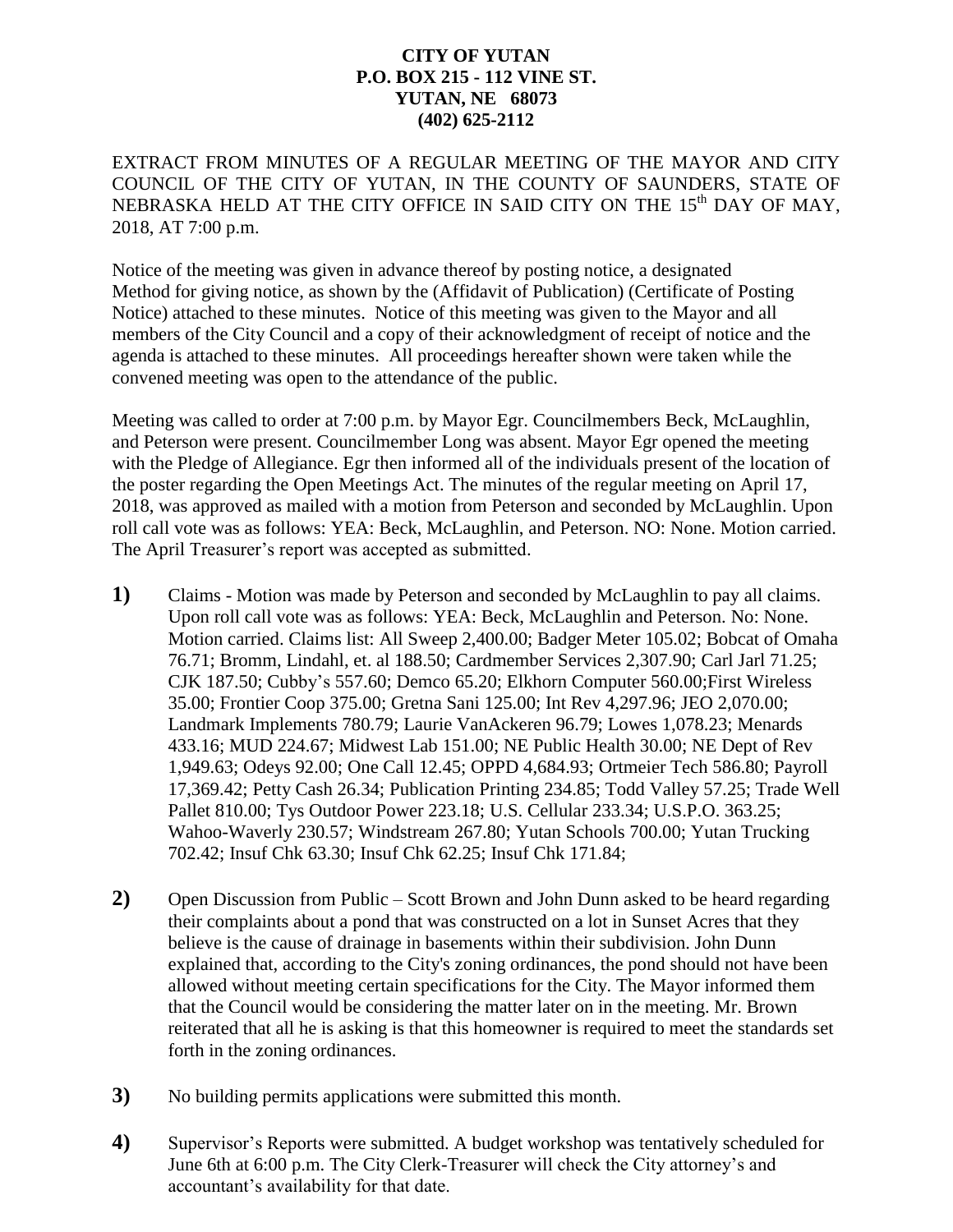**CITY OF YUTAN**
**P.O. BOX 215 - 112 VINE ST.**
**YUTAN, NE 68073**
**(402) 625-2112**

EXTRACT FROM MINUTES OF A REGULAR MEETING OF THE MAYOR AND CITY COUNCIL OF THE CITY OF YUTAN, IN THE COUNTY OF SAUNDERS, STATE OF NEBRASKA HELD AT THE CITY OFFICE IN SAID CITY ON THE 15th DAY OF MAY, 2018, AT 7:00 p.m.

Notice of the meeting was given in advance thereof by posting notice, a designated Method for giving notice, as shown by the (Affidavit of Publication) (Certificate of Posting Notice) attached to these minutes. Notice of this meeting was given to the Mayor and all members of the City Council and a copy of their acknowledgment of receipt of notice and the agenda is attached to these minutes. All proceedings hereafter shown were taken while the convened meeting was open to the attendance of the public.

Meeting was called to order at 7:00 p.m. by Mayor Egr. Councilmembers Beck, McLaughlin, and Peterson were present. Councilmember Long was absent. Mayor Egr opened the meeting with the Pledge of Allegiance. Egr then informed all of the individuals present of the location of the poster regarding the Open Meetings Act. The minutes of the regular meeting on April 17, 2018, was approved as mailed with a motion from Peterson and seconded by McLaughlin. Upon roll call vote was as follows: YEA: Beck, McLaughlin, and Peterson. NO: None. Motion carried. The April Treasurer's report was accepted as submitted.

**1)** Claims - Motion was made by Peterson and seconded by McLaughlin to pay all claims. Upon roll call vote was as follows: YEA: Beck, McLaughlin and Peterson. No: None. Motion carried. Claims list: All Sweep 2,400.00; Badger Meter 105.02; Bobcat of Omaha 76.71; Bromm, Lindahl, et. al 188.50; Cardmember Services 2,307.90; Carl Jarl 71.25; CJK 187.50; Cubby's 557.60; Demco 65.20; Elkhorn Computer 560.00;First Wireless 35.00; Frontier Coop 375.00; Gretna Sani 125.00; Int Rev 4,297.96; JEO 2,070.00; Landmark Implements 780.79; Laurie VanAckeren 96.79; Lowes 1,078.23; Menards 433.16; MUD 224.67; Midwest Lab 151.00; NE Public Health 30.00; NE Dept of Rev 1,949.63; Odeys 92.00; One Call 12.45; OPPD 4,684.93; Ortmeier Tech 586.80; Payroll 17,369.42; Petty Cash 26.34; Publication Printing 234.85; Todd Valley 57.25; Trade Well Pallet 810.00; Tys Outdoor Power 223.18; U.S. Cellular 233.34; U.S.P.O. 363.25; Wahoo-Waverly 230.57; Windstream 267.80; Yutan Schools 700.00; Yutan Trucking 702.42; Insuf Chk 63.30; Insuf Chk 62.25; Insuf Chk 171.84;

**2)** Open Discussion from Public – Scott Brown and John Dunn asked to be heard regarding their complaints about a pond that was constructed on a lot in Sunset Acres that they believe is the cause of drainage in basements within their subdivision. John Dunn explained that, according to the City's zoning ordinances, the pond should not have been allowed without meeting certain specifications for the City. The Mayor informed them that the Council would be considering the matter later on in the meeting. Mr. Brown reiterated that all he is asking is that this homeowner is required to meet the standards set forth in the zoning ordinances.

**3)** No building permits applications were submitted this month.

**4)** Supervisor's Reports were submitted. A budget workshop was tentatively scheduled for June 6th at 6:00 p.m. The City Clerk-Treasurer will check the City attorney's and accountant's availability for that date.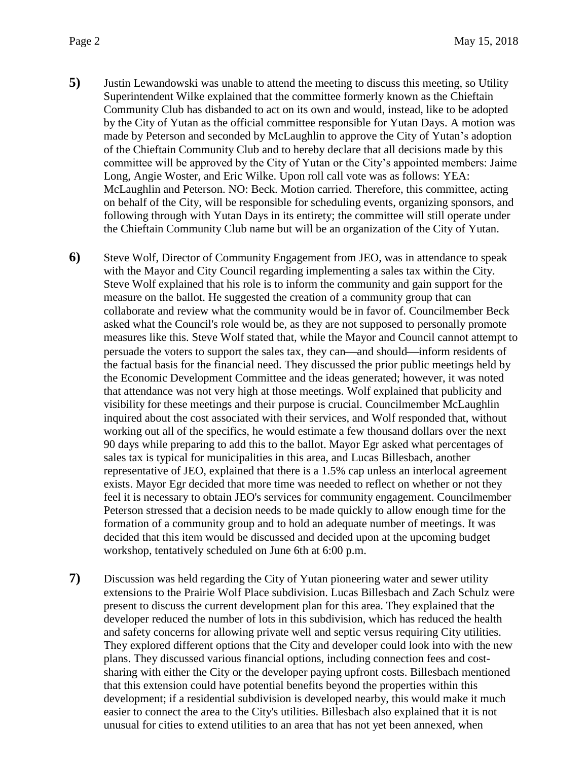**5)** Justin Lewandowski was unable to attend the meeting to discuss this meeting, so Utility Superintendent Wilke explained that the committee formerly known as the Chieftain Community Club has disbanded to act on its own and would, instead, like to be adopted by the City of Yutan as the official committee responsible for Yutan Days. A motion was made by Peterson and seconded by McLaughlin to approve the City of Yutan's adoption of the Chieftain Community Club and to hereby declare that all decisions made by this committee will be approved by the City of Yutan or the City's appointed members: Jaime Long, Angie Woster, and Eric Wilke. Upon roll call vote was as follows: YEA: McLaughlin and Peterson. NO: Beck. Motion carried. Therefore, this committee, acting on behalf of the City, will be responsible for scheduling events, organizing sponsors, and following through with Yutan Days in its entirety; the committee will still operate under the Chieftain Community Club name but will be an organization of the City of Yutan.

**6)** Steve Wolf, Director of Community Engagement from JEO, was in attendance to speak with the Mayor and City Council regarding implementing a sales tax within the City. Steve Wolf explained that his role is to inform the community and gain support for the measure on the ballot. He suggested the creation of a community group that can collaborate and review what the community would be in favor of. Councilmember Beck asked what the Council's role would be, as they are not supposed to personally promote measures like this. Steve Wolf stated that, while the Mayor and Council cannot attempt to persuade the voters to support the sales tax, they can—and should—inform residents of the factual basis for the financial need. They discussed the prior public meetings held by the Economic Development Committee and the ideas generated; however, it was noted that attendance was not very high at those meetings. Wolf explained that publicity and visibility for these meetings and their purpose is crucial. Councilmember McLaughlin inquired about the cost associated with their services, and Wolf responded that, without working out all of the specifics, he would estimate a few thousand dollars over the next 90 days while preparing to add this to the ballot. Mayor Egr asked what percentages of sales tax is typical for municipalities in this area, and Lucas Billesbach, another representative of JEO, explained that there is a 1.5% cap unless an interlocal agreement exists. Mayor Egr decided that more time was needed to reflect on whether or not they feel it is necessary to obtain JEO's services for community engagement. Councilmember Peterson stressed that a decision needs to be made quickly to allow enough time for the formation of a community group and to hold an adequate number of meetings. It was decided that this item would be discussed and decided upon at the upcoming budget workshop, tentatively scheduled on June 6th at 6:00 p.m.

**7)** Discussion was held regarding the City of Yutan pioneering water and sewer utility extensions to the Prairie Wolf Place subdivision. Lucas Billesbach and Zach Schulz were present to discuss the current development plan for this area. They explained that the developer reduced the number of lots in this subdivision, which has reduced the health and safety concerns for allowing private well and septic versus requiring City utilities. They explored different options that the City and developer could look into with the new plans. They discussed various financial options, including connection fees and cost-sharing with either the City or the developer paying upfront costs. Billesbach mentioned that this extension could have potential benefits beyond the properties within this development; if a residential subdivision is developed nearby, this would make it much easier to connect the area to the City's utilities. Billesbach also explained that it is not unusual for cities to extend utilities to an area that has not yet been annexed, when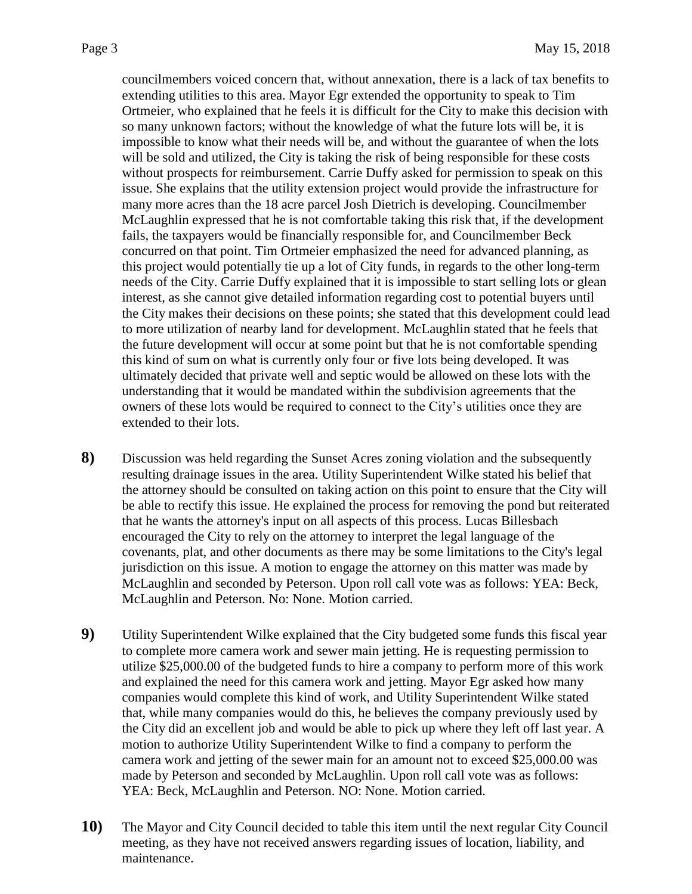councilmembers voiced concern that, without annexation, there is a lack of tax benefits to extending utilities to this area. Mayor Egr extended the opportunity to speak to Tim Ortmeier, who explained that he feels it is difficult for the City to make this decision with so many unknown factors; without the knowledge of what the future lots will be, it is impossible to know what their needs will be, and without the guarantee of when the lots will be sold and utilized, the City is taking the risk of being responsible for these costs without prospects for reimbursement. Carrie Duffy asked for permission to speak on this issue. She explains that the utility extension project would provide the infrastructure for many more acres than the 18 acre parcel Josh Dietrich is developing. Councilmember McLaughlin expressed that he is not comfortable taking this risk that, if the development fails, the taxpayers would be financially responsible for, and Councilmember Beck concurred on that point. Tim Ortmeier emphasized the need for advanced planning, as this project would potentially tie up a lot of City funds, in regards to the other long-term needs of the City. Carrie Duffy explained that it is impossible to start selling lots or glean interest, as she cannot give detailed information regarding cost to potential buyers until the City makes their decisions on these points; she stated that this development could lead to more utilization of nearby land for development. McLaughlin stated that he feels that the future development will occur at some point but that he is not comfortable spending this kind of sum on what is currently only four or five lots being developed. It was ultimately decided that private well and septic would be allowed on these lots with the understanding that it would be mandated within the subdivision agreements that the owners of these lots would be required to connect to the City's utilities once they are extended to their lots.

**8)** Discussion was held regarding the Sunset Acres zoning violation and the subsequently resulting drainage issues in the area. Utility Superintendent Wilke stated his belief that the attorney should be consulted on taking action on this point to ensure that the City will be able to rectify this issue. He explained the process for removing the pond but reiterated that he wants the attorney's input on all aspects of this process. Lucas Billesbach encouraged the City to rely on the attorney to interpret the legal language of the covenants, plat, and other documents as there may be some limitations to the City's legal jurisdiction on this issue. A motion to engage the attorney on this matter was made by McLaughlin and seconded by Peterson. Upon roll call vote was as follows: YEA: Beck, McLaughlin and Peterson. No: None. Motion carried.

**9)** Utility Superintendent Wilke explained that the City budgeted some funds this fiscal year to complete more camera work and sewer main jetting. He is requesting permission to utilize $25,000.00 of the budgeted funds to hire a company to perform more of this work and explained the need for this camera work and jetting. Mayor Egr asked how many companies would complete this kind of work, and Utility Superintendent Wilke stated that, while many companies would do this, he believes the company previously used by the City did an excellent job and would be able to pick up where they left off last year. A motion to authorize Utility Superintendent Wilke to find a company to perform the camera work and jetting of the sewer main for an amount not to exceed $25,000.00 was made by Peterson and seconded by McLaughlin. Upon roll call vote was as follows: YEA: Beck, McLaughlin and Peterson. NO: None. Motion carried.

**10)** The Mayor and City Council decided to table this item until the next regular City Council meeting, as they have not received answers regarding issues of location, liability, and maintenance.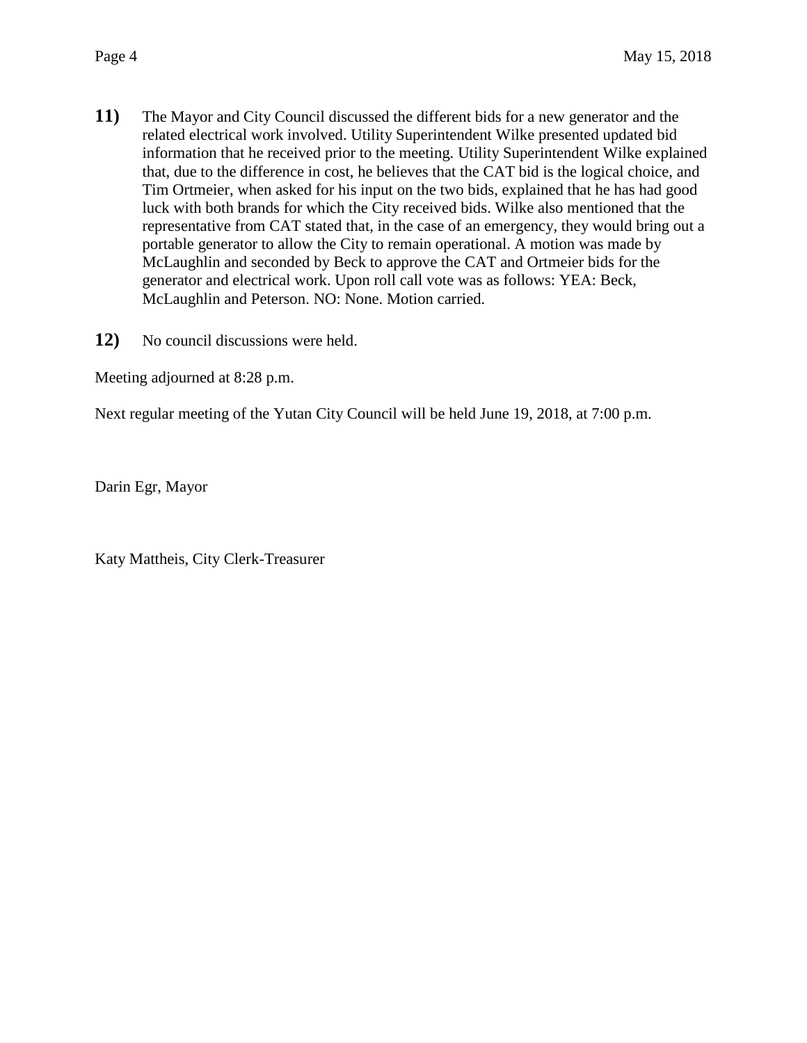**11)** The Mayor and City Council discussed the different bids for a new generator and the related electrical work involved. Utility Superintendent Wilke presented updated bid information that he received prior to the meeting. Utility Superintendent Wilke explained that, due to the difference in cost, he believes that the CAT bid is the logical choice, and Tim Ortmeier, when asked for his input on the two bids, explained that he has had good luck with both brands for which the City received bids. Wilke also mentioned that the representative from CAT stated that, in the case of an emergency, they would bring out a portable generator to allow the City to remain operational. A motion was made by McLaughlin and seconded by Beck to approve the CAT and Ortmeier bids for the generator and electrical work. Upon roll call vote was as follows: YEA: Beck, McLaughlin and Peterson. NO: None. Motion carried.

**12)** No council discussions were held.

Meeting adjourned at 8:28 p.m.

Next regular meeting of the Yutan City Council will be held June 19, 2018, at 7:00 p.m.

Darin Egr, Mayor

Katy Mattheis, City Clerk-Treasurer